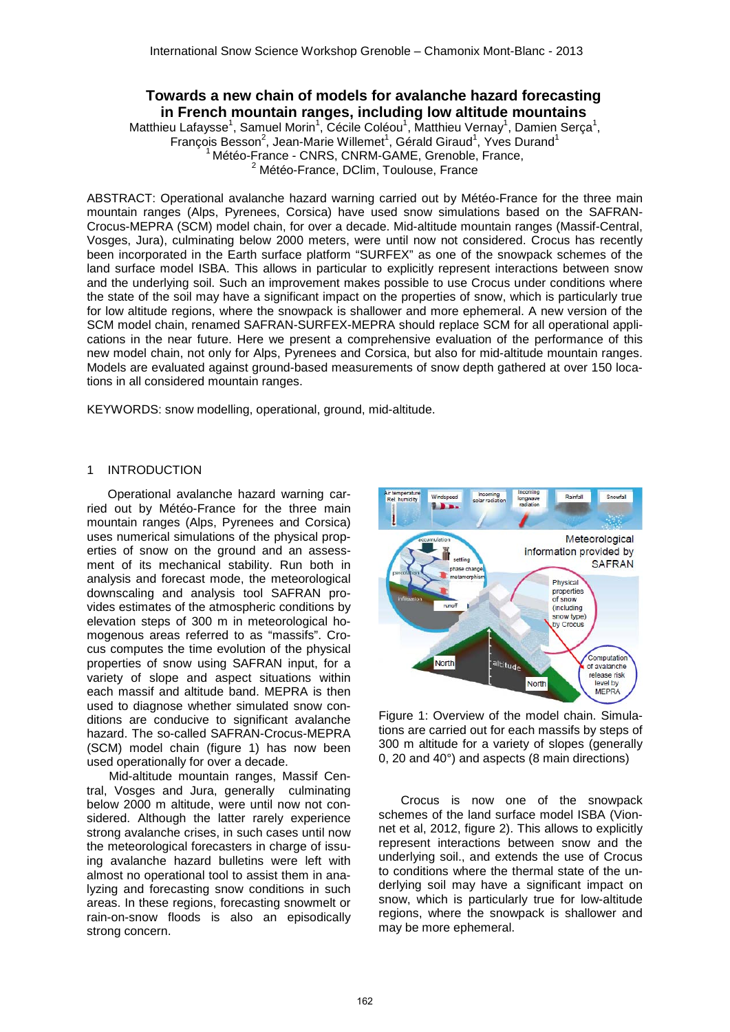# Towards a new chain of models for avalanche hazard forecasting in French mountain ranges, including low altitude mountains

Matthieu Lafaysse[1], Samuel Morin[1], Cécile Coléou[1], Matthieu Vernay[1], Damien Serça[1], François Besson[2], Jean-Marie Willemet[1], Gérald Giraud[1], Yves Durand[1]

[1] Météo-France - CNRS, CNRM-GAME, Grenoble, France,

[2] Météo-France, DClim, Toulouse, France

ABSTRACT: Operational avalanche hazard warning carried out by Météo-France for the three main mountain ranges (Alps, Pyrenees, Corsica) have used snow simulations based on the SAFRAN-Crocus-MEPRA (SCM) model chain, for over a decade. Mid-altitude mountain ranges (Massif-Central, Vosges, Jura), culminating below 2000 meters, were until now not considered. Crocus has recently been incorporated in the Earth surface platform "SURFEX" as one of the snowpack schemes of the land surface model ISBA. This allows in particular to explicitly represent interactions between snow and the underlying soil. Such an improvement makes possible to use Crocus under conditions where the state of the soil may have a significant impact on the properties of snow, which is particularly true for low altitude regions, where the snowpack is shallower and more ephemeral. A new version of the SCM model chain, renamed SAFRAN-SURFEX-MEPRA should replace SCM for all operational applications in the near future. Here we present a comprehensive evaluation of the performance of this new model chain, not only for Alps, Pyrenees and Corsica, but also for mid-altitude mountain ranges. Models are evaluated against ground-based measurements of snow depth gathered at over 150 locations in all considered mountain ranges.

KEYWORDS: snow modelling, operational, ground, mid-altitude.

## 1 INTRODUCTION

Operational avalanche hazard warning carried out by Météo-France for the three main mountain ranges (Alps, Pyrenees and Corsica) uses numerical simulations of the physical properties of snow on the ground and an assessment of its mechanical stability. Run both in analysis and forecast mode, the meteorological downscaling and analysis tool SAFRAN provides estimates of the atmospheric conditions by elevation steps of 300 m in meteorological homogenous areas referred to as "massifs". Crocus computes the time evolution of the physical properties of snow using SAFRAN input, for a variety of slope and aspect situations within each massif and altitude band. MEPRA is then used to diagnose whether simulated snow conditions are conducive to significant avalanche hazard. The so-called SAFRAN-Crocus-MEPRA (SCM) model chain (figure 1) has now been used operationally for over a decade.

Mid-altitude mountain ranges, Massif Central, Vosges and Jura, generally culminating below 2000 m altitude, were until now not considered. Although the latter rarely experience strong avalanche crises, in such cases until now the meteorological forecasters in charge of issuing avalanche hazard bulletins were left with almost no operational tool to assist them in analyzing and forecasting snow conditions in such areas. In these regions, forecasting snowmelt or rain-on-snow floods is also an episodically strong concern.

Figure 1: Overview of the model chain. Simulations are carried out for each massifs by steps of 300 m altitude for a variety of slopes (generally 0, 20 and 40°) and aspects (8 main directions)

Crocus is now one of the snowpack schemes of the land surface model ISBA (Vionnet et al, 2012, figure 2). This allows to explicitly represent interactions between snow and the underlying soil., and extends the use of Crocus to conditions where the thermal state of the underlying soil may have a significant impact on snow, which is particularly true for low-altitude regions, where the snowpack is shallower and may be more ephemeral.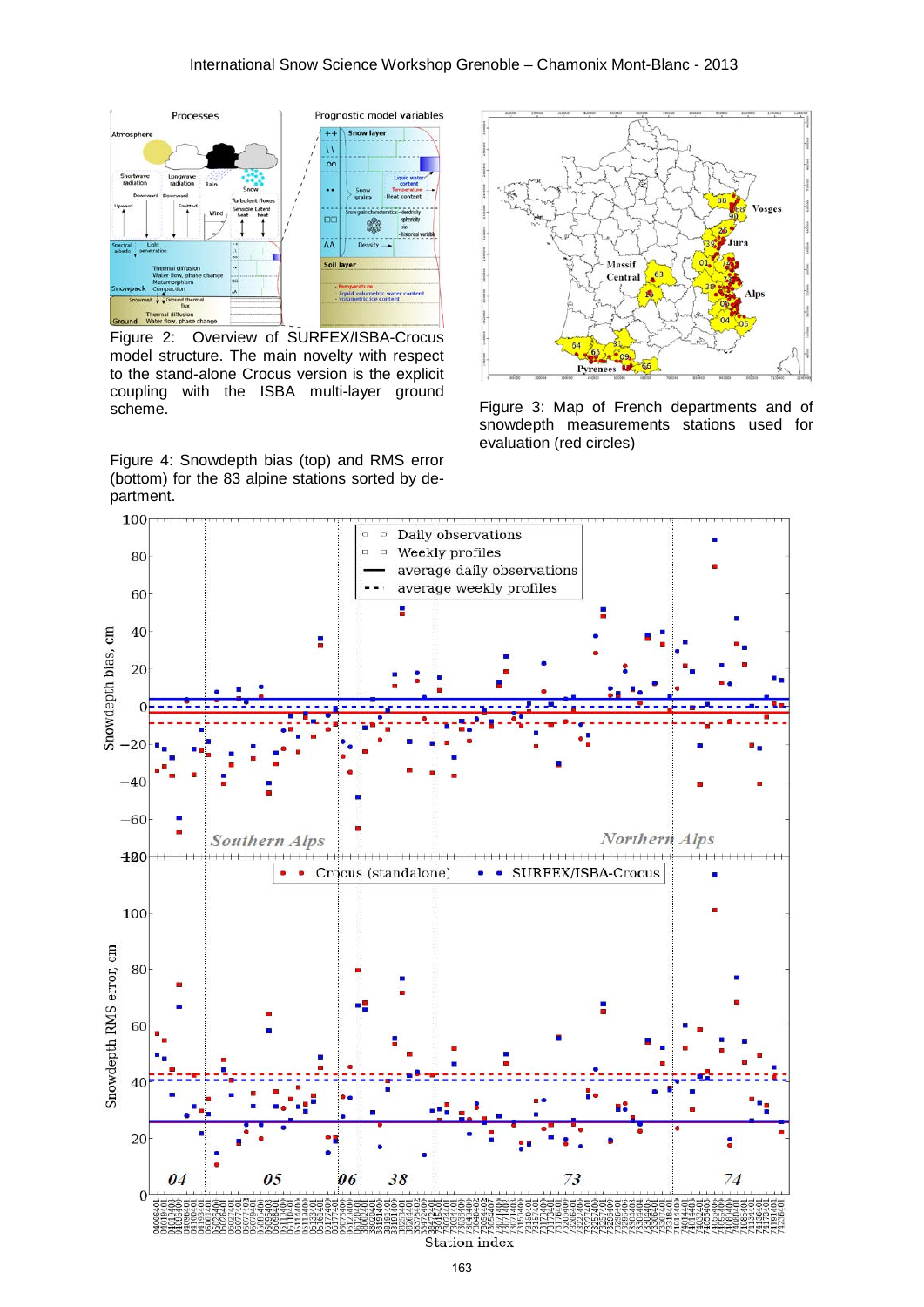Figure 2: Overview of SURFEX/ISBA-Crocus model structure. The main novelty with respect to the stand-alone Crocus version is the explicit coupling with the ISBA multi-layer ground scheme.

Figure 3: Map of French departments and of snowdepth measurements stations used for evaluation (red circles)

Figure 4: Snowdepth bias (top) and RMS error (bottom) for the 83 alpine stations sorted by department.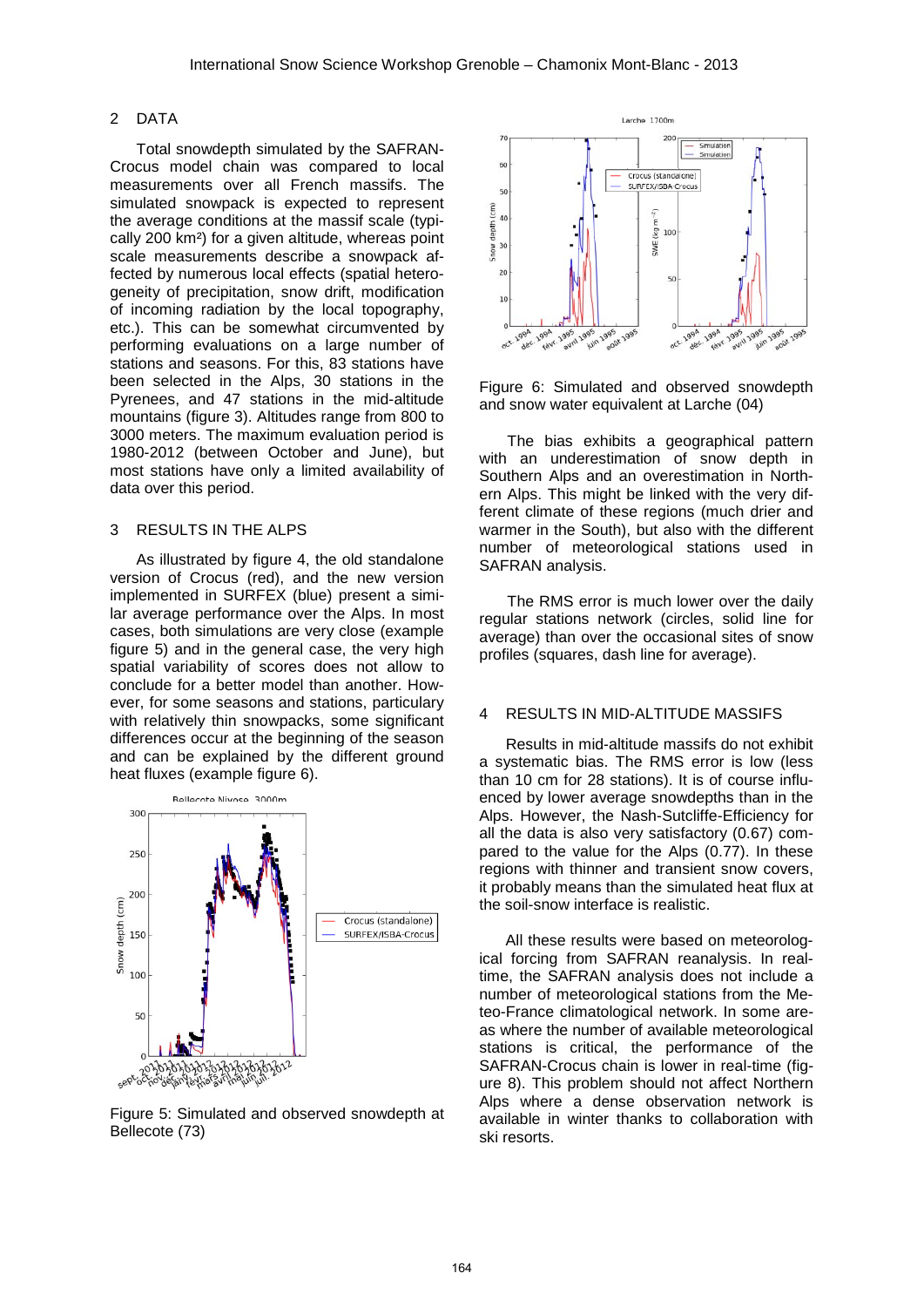## 2 DATA

Total snowdepth simulated by the SAFRAN-Crocus model chain was compared to local measurements over all French massifs. The simulated snowpack is expected to represent the average conditions at the massif scale (typically 200 km²) for a given altitude, whereas point scale measurements describe a snowpack affected by numerous local effects (spatial heterogeneity of precipitation, snow drift, modification of incoming radiation by the local topography, etc.). This can be somewhat circumvented by performing evaluations on a large number of stations and seasons. For this, 83 stations have been selected in the Alps, 30 stations in the Pyrenees, and 47 stations in the mid-altitude mountains (figure 3). Altitudes range from 800 to 3000 meters. The maximum evaluation period is 1980-2012 (between October and June), but most stations have only a limited availability of data over this period.

## 3 RESULTS IN THE ALPS

As illustrated by figure 4, the old standalone version of Crocus (red), and the new version implemented in SURFEX (blue) present a similar average performance over the Alps. In most cases, both simulations are very close (example figure 5) and in the general case, the very high spatial variability of scores does not allow to conclude for a better model than another. However, for some seasons and stations, particulary with relatively thin snowpacks, some significant differences occur at the beginning of the season and can be explained by the different ground heat fluxes (example figure 6).

Figure 5: Simulated and observed snowdepth at Bellecote (73)

Figure 6: Simulated and observed snowdepth and snow water equivalent at Larche (04)

The bias exhibits a geographical pattern with an underestimation of snow depth in Southern Alps and an overestimation in Northern Alps. This might be linked with the very different climate of these regions (much drier and warmer in the South), but also with the different number of meteorological stations used in SAFRAN analysis.

The RMS error is much lower over the daily regular stations network (circles, solid line for average) than over the occasional sites of snow profiles (squares, dash line for average).

## 4 RESULTS IN MID-ALTITUDE MASSIFS

Results in mid-altitude massifs do not exhibit a systematic bias. The RMS error is low (less than 10 cm for 28 stations). It is of course influenced by lower average snowdepths than in the Alps. However, the Nash-Sutcliffe-Efficiency for all the data is also very satisfactory (0.67) compared to the value for the Alps (0.77). In these regions with thinner and transient snow covers, it probably means than the simulated heat flux at the soil-snow interface is realistic.

All these results were based on meteorological forcing from SAFRAN reanalysis. In real-time, the SAFRAN analysis does not include a number of meteorological stations from the Meteo-France climatological network. In some areas where the number of available meteorological stations is critical, the performance of the SAFRAN-Crocus chain is lower in real-time (figure 8). This problem should not affect Northern Alps where a dense observation network is available in winter thanks to collaboration with ski resorts.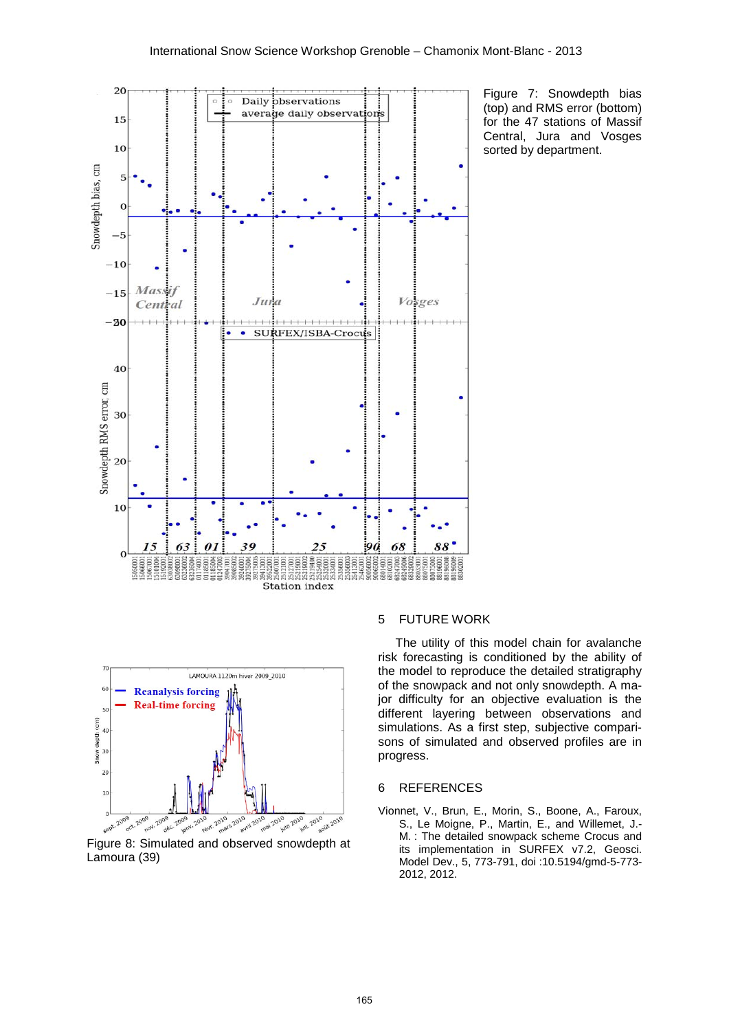Daily observations
average daily observations

Snowdepth bias, cm

20
15
10
5
0
−5
−10
−15
−20

Massif Central
Jura
Vosges

SURFEX/ISBA-Crocus

Snowdepth RMS error, cm

40
30
20
10
0

15 63 01 39 25 90 68 88

Station index

Figure 7: Snowdepth bias (top) and RMS error (bottom) for the 47 stations of Massif Central, Jura and Vosges sorted by department.

LAMOURA 1120m hiver 2009_2010

Reanalysis forcing
Real-time forcing

Snow depth (cm)

70
60
50
40
30
20
10
0

sept. 2009
oct. 2009
nov. 2009
déc. 2009
janv. 2010
févr. 2010
mars 2010
avril 2010
mai 2010
juin 2010
juil. 2010
août 2010

Figure 8: Simulated and observed snowdepth at Lamoura (39)

## 5 FUTURE WORK

The utility of this model chain for avalanche risk forecasting is conditioned by the ability of the model to reproduce the detailed stratigraphy of the snowpack and not only snowdepth. A major difficulty for an objective evaluation is the different layering between observations and simulations. As a first step, subjective comparisons of simulated and observed profiles are in progress.

## 6 REFERENCES

Vionnet, V., Brun, E., Morin, S., Boone, A., Faroux, S., Le Moigne, P., Martin, E., and Willemet, J.-M. : The detailed snowpack scheme Crocus and its implementation in SURFEX v7.2, Geosci. Model Dev., 5, 773-791, doi :10.5194/gmd-5-773-2012, 2012.